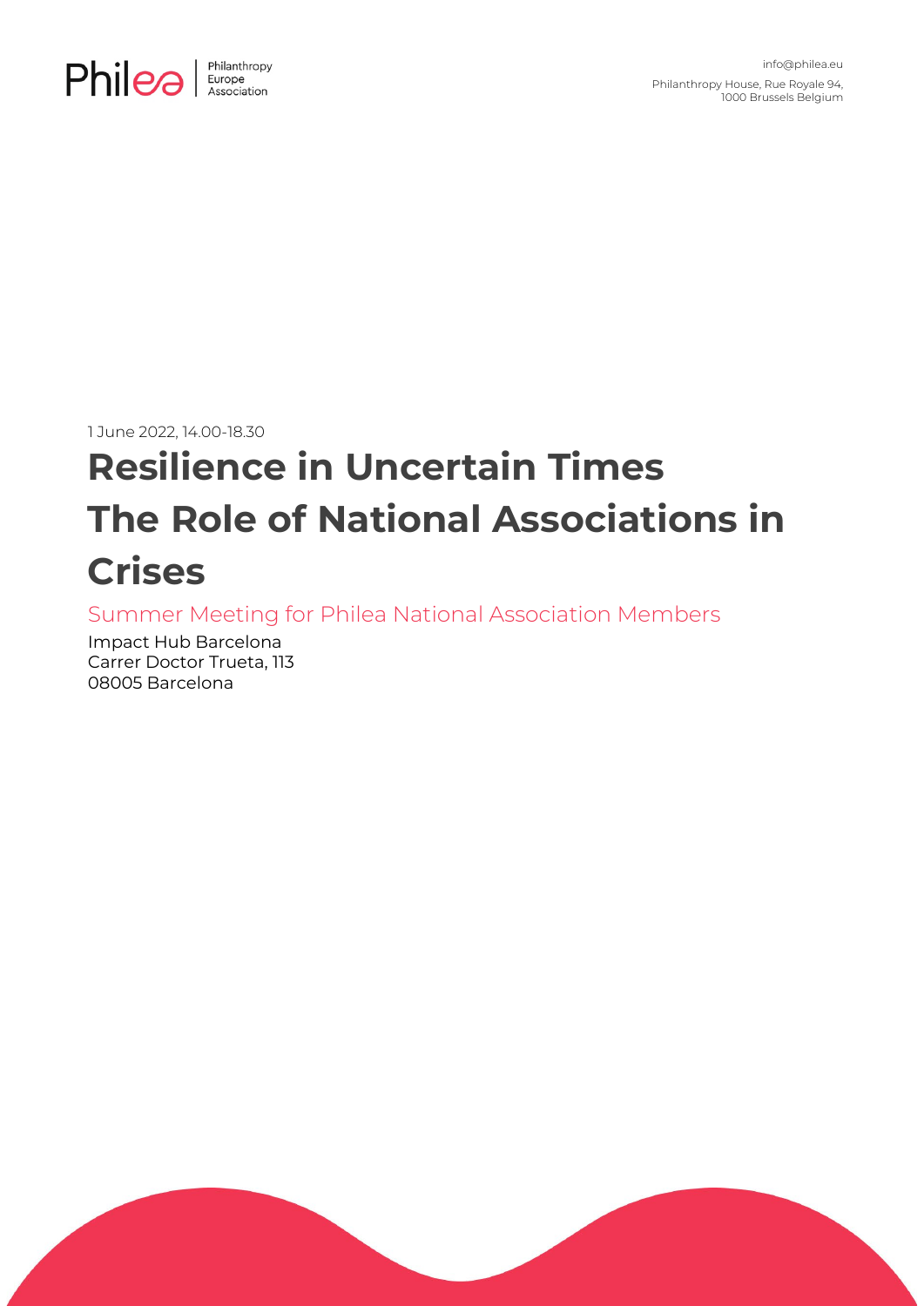Philea | Philanthropy Europe Association

info@philea.eu
Philanthropy House, Rue Royale 94,
1000 Brussels Belgium

1 June 2022, 14.00-18.30

# Resilience in Uncertain Times The Role of National Associations in Crises

## Summer Meeting for Philea National Association Members

Impact Hub Barcelona
Carrer Doctor Trueta, 113
08005 Barcelona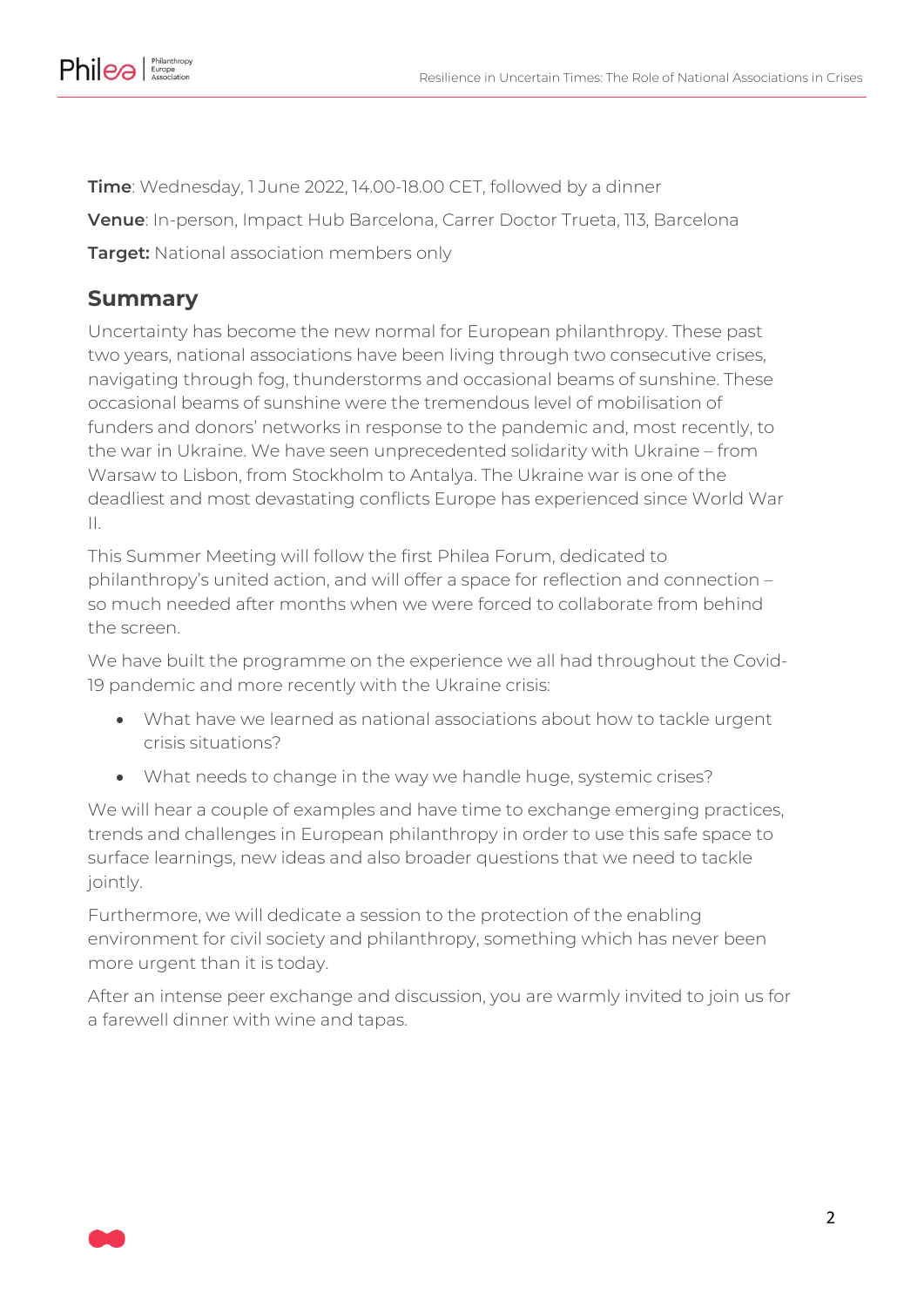**Time**: Wednesday, 1 June 2022, 14.00-18.00 CET, followed by a dinner

**Venue**: In-person, Impact Hub Barcelona, Carrer Doctor Trueta, 113, Barcelona

**Target:** National association members only

## Summary

Uncertainty has become the new normal for European philanthropy. These past two years, national associations have been living through two consecutive crises, navigating through fog, thunderstorms and occasional beams of sunshine. These occasional beams of sunshine were the tremendous level of mobilisation of funders and donors' networks in response to the pandemic and, most recently, to the war in Ukraine. We have seen unprecedented solidarity with Ukraine – from Warsaw to Lisbon, from Stockholm to Antalya. The Ukraine war is one of the deadliest and most devastating conflicts Europe has experienced since World War II.

This Summer Meeting will follow the first Philea Forum, dedicated to philanthropy's united action, and will offer a space for reflection and connection – so much needed after months when we were forced to collaborate from behind the screen.

We have built the programme on the experience we all had throughout the Covid-19 pandemic and more recently with the Ukraine crisis:

- What have we learned as national associations about how to tackle urgent crisis situations?
- What needs to change in the way we handle huge, systemic crises?

We will hear a couple of examples and have time to exchange emerging practices, trends and challenges in European philanthropy in order to use this safe space to surface learnings, new ideas and also broader questions that we need to tackle jointly.

Furthermore, we will dedicate a session to the protection of the enabling environment for civil society and philanthropy, something which has never been more urgent than it is today.

After an intense peer exchange and discussion, you are warmly invited to join us for a farewell dinner with wine and tapas.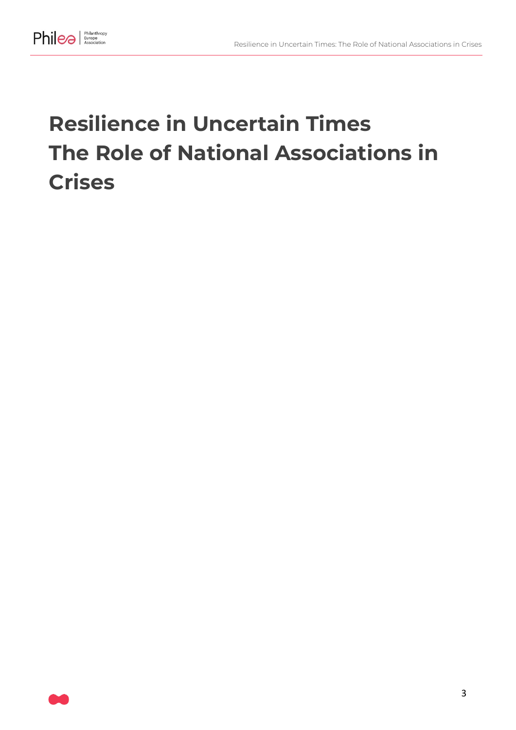# Resilience in Uncertain Times
# The Role of National Associations in Crises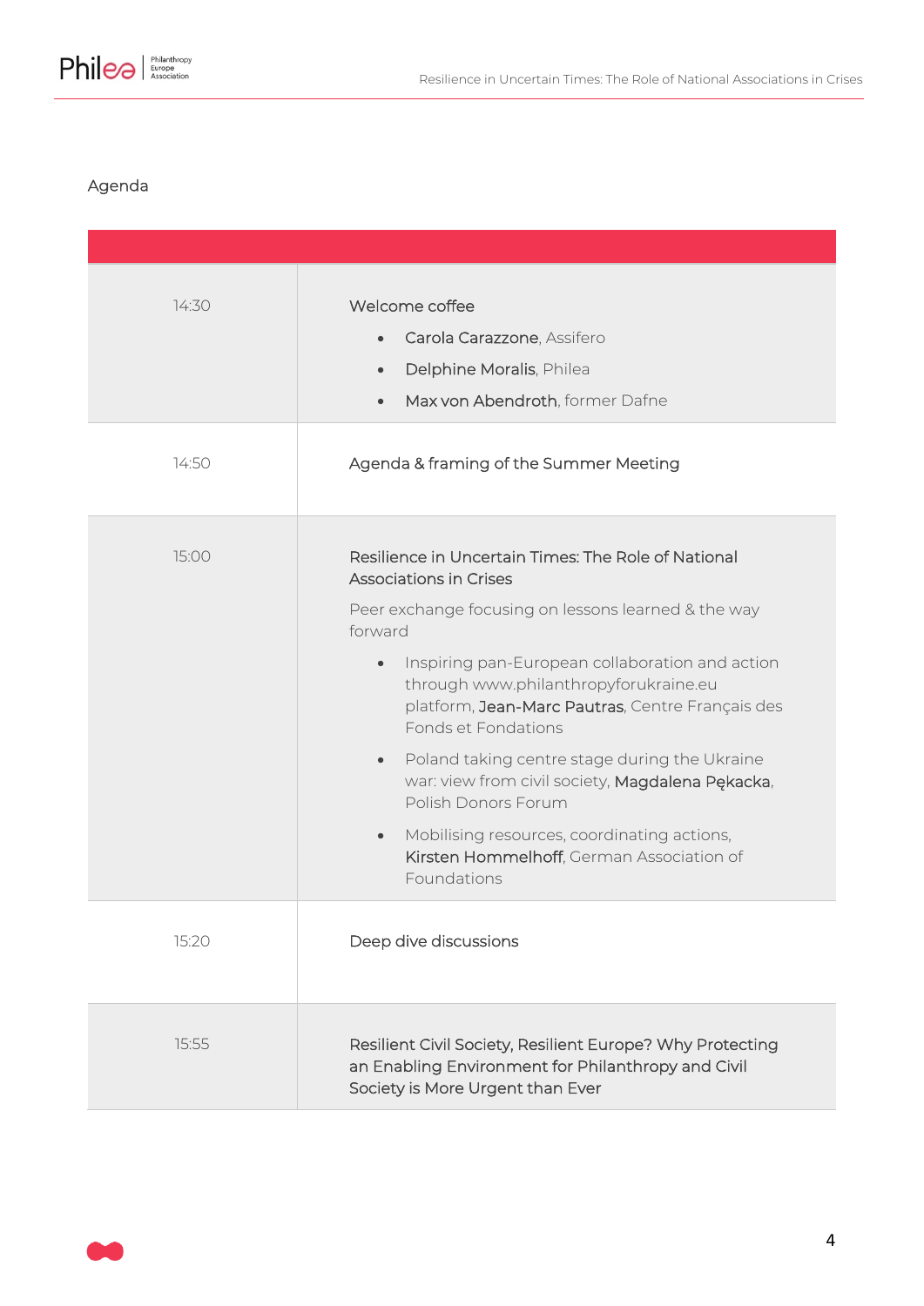## Agenda

| | |
|---|---|
| 14:30 | Welcome coffee<br>• **Carola Carazzone**, Assifero<br>• **Delphine Moralis**, Philea<br>• **Max von Abendroth**, former Dafne |
| 14:50 | Agenda & framing of the Summer Meeting |
| 15:00 | Resilience in Uncertain Times: The Role of National Associations in Crises<br>Peer exchange focusing on lessons learned & the way forward<br>• Inspiring pan-European collaboration and action through www.philanthropyforukraine.eu platform, **Jean-Marc Pautras**, Centre Français des Fonds et Fondations<br>• Poland taking centre stage during the Ukraine war: view from civil society, **Magdalena Pękacka**, Polish Donors Forum<br>• Mobilising resources, coordinating actions, **Kirsten Hommelhoff**, German Association of Foundations |
| 15:20 | Deep dive discussions |
| 15:55 | Resilient Civil Society, Resilient Europe? Why Protecting an Enabling Environment for Philanthropy and Civil Society is More Urgent than Ever |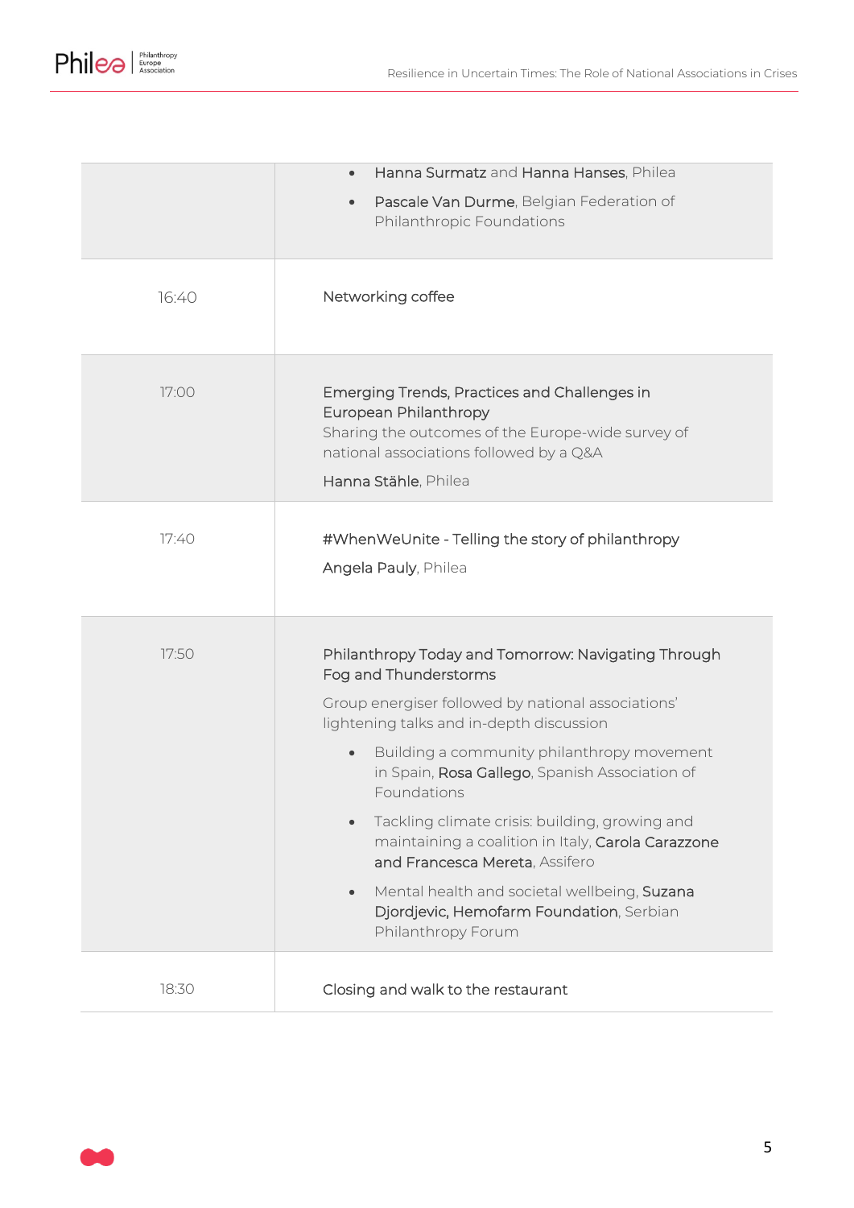| | |
|---|---|
| | • **Hanna Surmatz** and **Hanna Hanses**, Philea<br>• **Pascale Van Durme**, Belgian Federation of Philanthropic Foundations |
| 16:40 | Networking coffee |
| 17:00 | Emerging Trends, Practices and Challenges in European Philanthropy<br>Sharing the outcomes of the Europe-wide survey of national associations followed by a Q&A<br>**Hanna Stähle**, Philea |
| 17:40 | #WhenWeUnite - Telling the story of philanthropy<br>**Angela Pauly**, Philea |
| 17:50 | Philanthropy Today and Tomorrow: Navigating Through Fog and Thunderstorms<br>Group energiser followed by national associations' lightening talks and in-depth discussion<br>• Building a community philanthropy movement in Spain, **Rosa Gallego**, Spanish Association of Foundations<br>• Tackling climate crisis: building, growing and maintaining a coalition in Italy, **Carola Carazzone and Francesca Mereta**, Assifero<br>• Mental health and societal wellbeing, **Suzana Djordjevic, Hemofarm Foundation**, Serbian Philanthropy Forum |
| 18:30 | Closing and walk to the restaurant |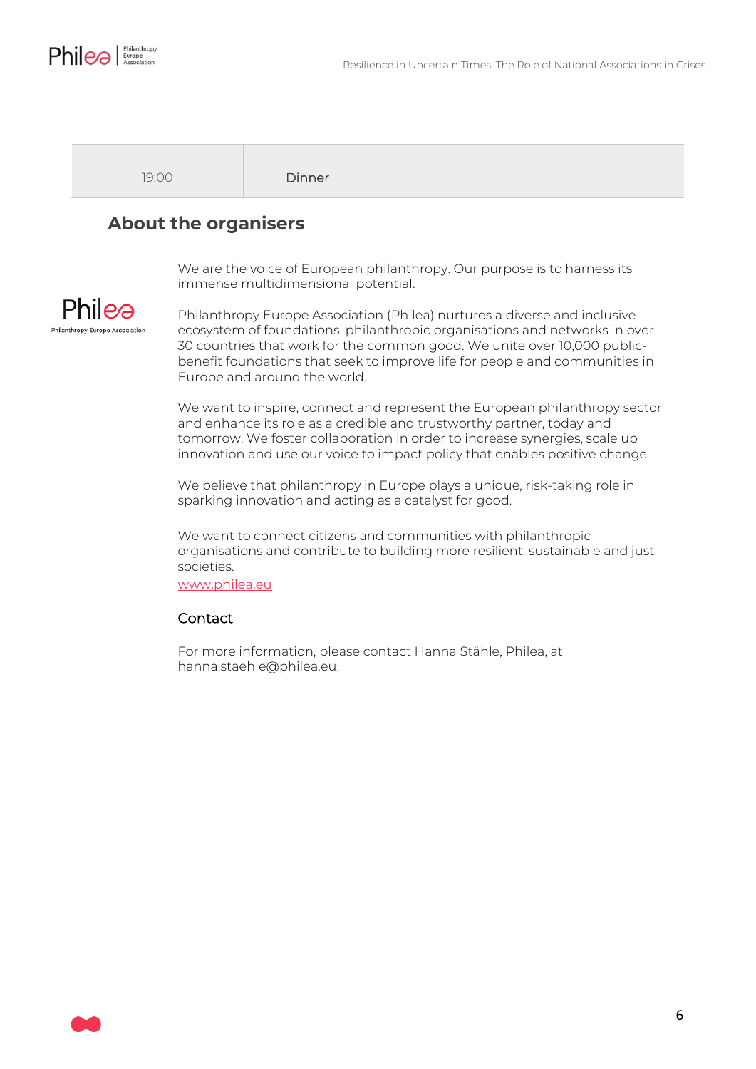| | |
|---|---|
| 19:00 | Dinner |

## About the organisers

Phil*ea*
Philanthropy Europe Association

We are the voice of European philanthropy. Our purpose is to harness its immense multidimensional potential.

Philanthropy Europe Association (Philea) nurtures a diverse and inclusive ecosystem of foundations, philanthropic organisations and networks in over 30 countries that work for the common good. We unite over 10,000 public-benefit foundations that seek to improve life for people and communities in Europe and around the world.

We want to inspire, connect and represent the European philanthropy sector and enhance its role as a credible and trustworthy partner, today and tomorrow. We foster collaboration in order to increase synergies, scale up innovation and use our voice to impact policy that enables positive change

We believe that philanthropy in Europe plays a unique, risk-taking role in sparking innovation and acting as a catalyst for good.

We want to connect citizens and communities with philanthropic organisations and contribute to building more resilient, sustainable and just societies.

www.philea.eu

### Contact

For more information, please contact Hanna Stähle, Philea, at hanna.staehle@philea.eu.